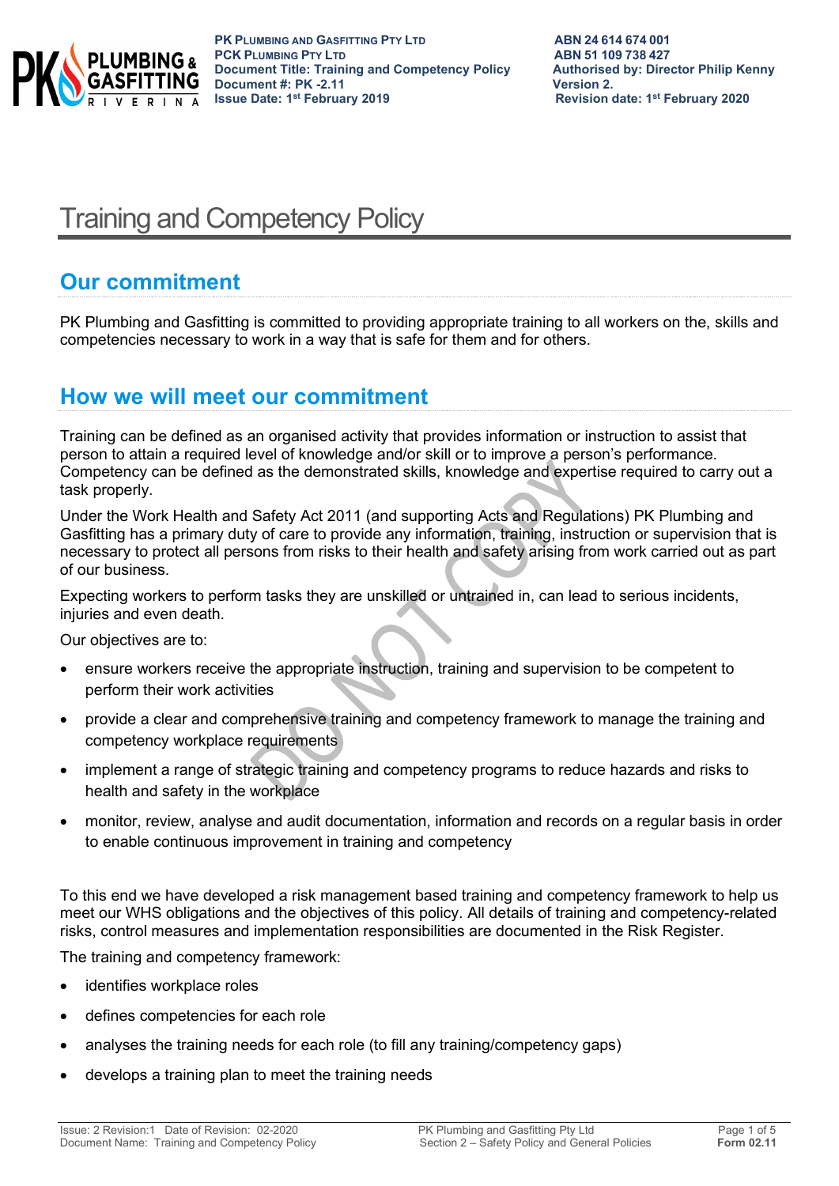# Training and Competency Policy

## Our commitment

PK Plumbing and Gasfitting is committed to providing appropriate training to all workers on the, skills and competencies necessary to work in a way that is safe for them and for others.

## How we will meet our commitment

Training can be defined as an organised activity that provides information or instruction to assist that person to attain a required level of knowledge and/or skill or to improve a person's performance. Competency can be defined as the demonstrated skills, knowledge and expertise required to carry out a task properly.

Under the Work Health and Safety Act 2011 (and supporting Acts and Regulations) PK Plumbing and Gasfitting has a primary duty of care to provide any information, training, instruction or supervision that is necessary to protect all persons from risks to their health and safety arising from work carried out as part of our business.

Expecting workers to perform tasks they are unskilled or untrained in, can lead to serious incidents, injuries and even death.

Our objectives are to:

- ensure workers receive the appropriate instruction, training and supervision to be competent to perform their work activities
- provide a clear and comprehensive training and competency framework to manage the training and competency workplace requirements
- implement a range of strategic training and competency programs to reduce hazards and risks to health and safety in the workplace
- monitor, review, analyse and audit documentation, information and records on a regular basis in order to enable continuous improvement in training and competency

To this end we have developed a risk management based training and competency framework to help us meet our WHS obligations and the objectives of this policy. All details of training and competency-related risks, control measures and implementation responsibilities are documented in the Risk Register.

The training and competency framework:

- identifies workplace roles
- defines competencies for each role
- analyses the training needs for each role (to fill any training/competency gaps)
- develops a training plan to meet the training needs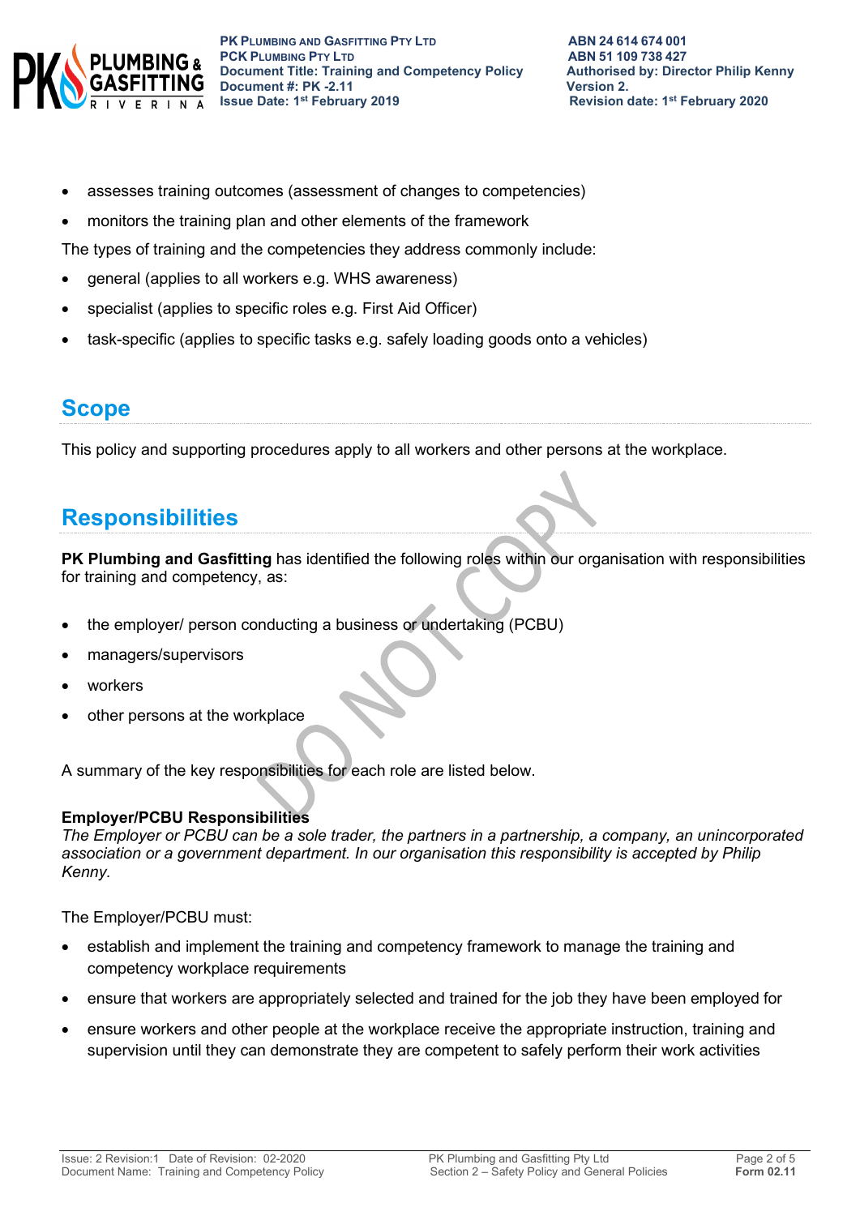- assesses training outcomes (assessment of changes to competencies)
- monitors the training plan and other elements of the framework

The types of training and the competencies they address commonly include:

- general (applies to all workers e.g. WHS awareness)
- specialist (applies to specific roles e.g. First Aid Officer)
- task-specific (applies to specific tasks e.g. safely loading goods onto a vehicles)

## Scope

This policy and supporting procedures apply to all workers and other persons at the workplace.

## Responsibilities

**PK Plumbing and Gasfitting** has identified the following roles within our organisation with responsibilities for training and competency, as:

- the employer/ person conducting a business or undertaking (PCBU)
- managers/supervisors
- workers
- other persons at the workplace

A summary of the key responsibilities for each role are listed below.

### Employer/PCBU Responsibilities

*The Employer or PCBU can be a sole trader, the partners in a partnership, a company, an unincorporated association or a government department. In our organisation this responsibility is accepted by Philip Kenny.*

The Employer/PCBU must:

- establish and implement the training and competency framework to manage the training and competency workplace requirements
- ensure that workers are appropriately selected and trained for the job they have been employed for
- ensure workers and other people at the workplace receive the appropriate instruction, training and supervision until they can demonstrate they are competent to safely perform their work activities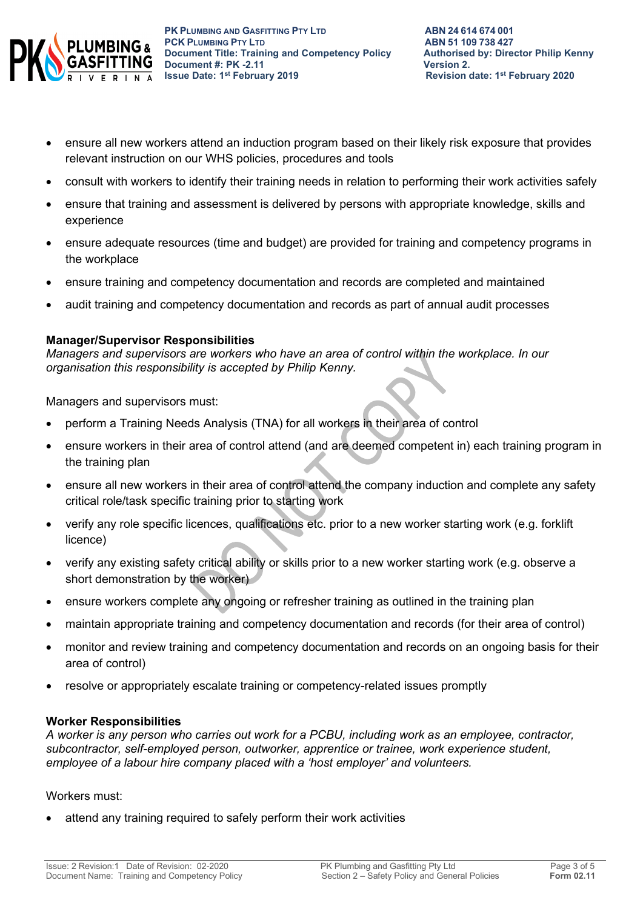- ensure all new workers attend an induction program based on their likely risk exposure that provides relevant instruction on our WHS policies, procedures and tools
- consult with workers to identify their training needs in relation to performing their work activities safely
- ensure that training and assessment is delivered by persons with appropriate knowledge, skills and experience
- ensure adequate resources (time and budget) are provided for training and competency programs in the workplace
- ensure training and competency documentation and records are completed and maintained
- audit training and competency documentation and records as part of annual audit processes

**Manager/Supervisor Responsibilities**
*Managers and supervisors are workers who have an area of control within the workplace. In our organisation this responsibility is accepted by Philip Kenny.*

Managers and supervisors must:

- perform a Training Needs Analysis (TNA) for all workers in their area of control
- ensure workers in their area of control attend (and are deemed competent in) each training program in the training plan
- ensure all new workers in their area of control attend the company induction and complete any safety critical role/task specific training prior to starting work
- verify any role specific licences, qualifications etc. prior to a new worker starting work (e.g. forklift licence)
- verify any existing safety critical ability or skills prior to a new worker starting work (e.g. observe a short demonstration by the worker)
- ensure workers complete any ongoing or refresher training as outlined in the training plan
- maintain appropriate training and competency documentation and records (for their area of control)
- monitor and review training and competency documentation and records on an ongoing basis for their area of control)
- resolve or appropriately escalate training or competency-related issues promptly

**Worker Responsibilities**
*A worker is any person who carries out work for a PCBU, including work as an employee, contractor, subcontractor, self-employed person, outworker, apprentice or trainee, work experience student, employee of a labour hire company placed with a 'host employer' and volunteers.*

Workers must:

- attend any training required to safely perform their work activities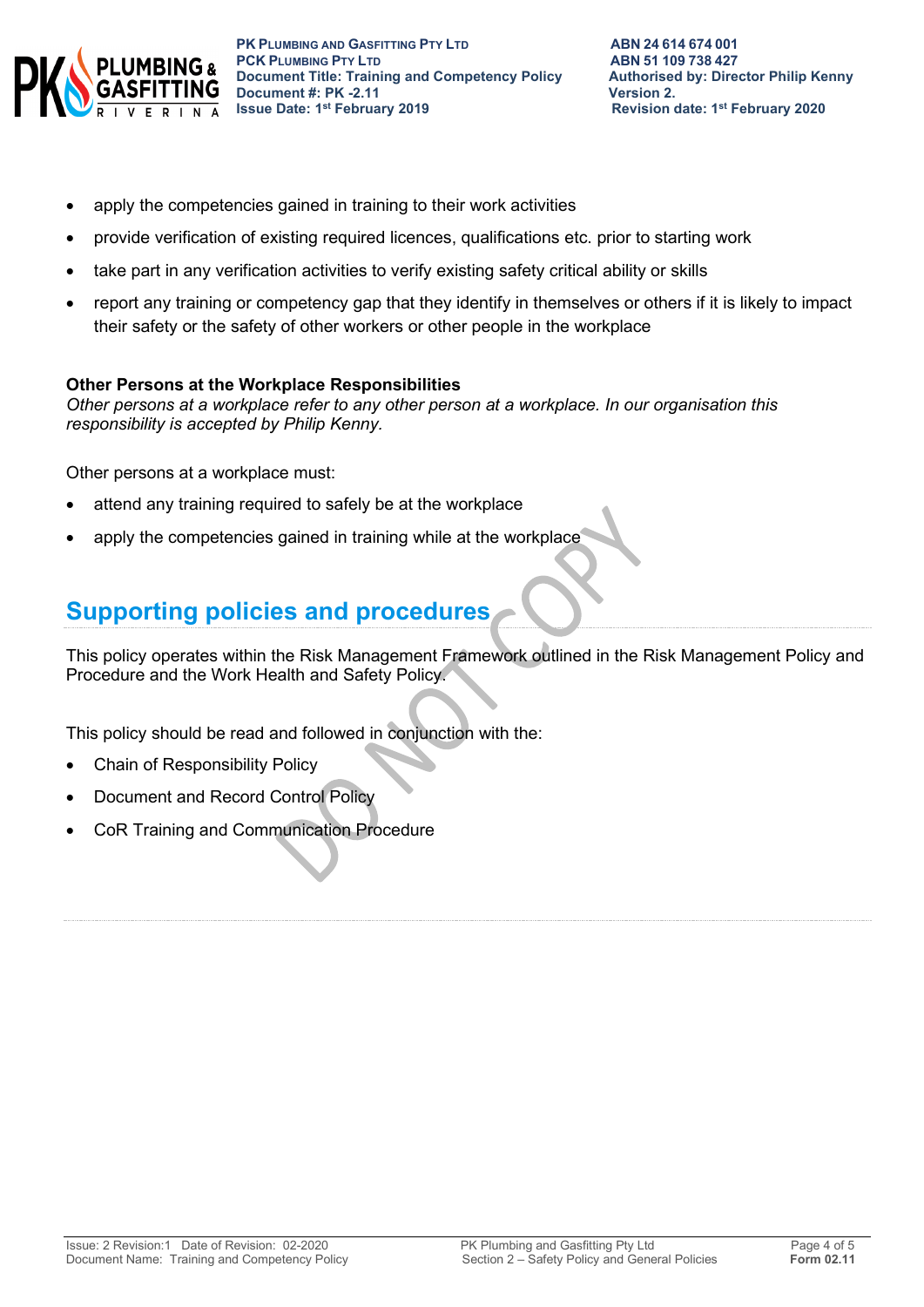- apply the competencies gained in training to their work activities
- provide verification of existing required licences, qualifications etc. prior to starting work
- take part in any verification activities to verify existing safety critical ability or skills
- report any training or competency gap that they identify in themselves or others if it is likely to impact their safety or the safety of other workers or other people in the workplace

**Other Persons at the Workplace Responsibilities**
*Other persons at a workplace refer to any other person at a workplace. In our organisation this responsibility is accepted by Philip Kenny.*

Other persons at a workplace must:

- attend any training required to safely be at the workplace
- apply the competencies gained in training while at the workplace

## Supporting policies and procedures

This policy operates within the Risk Management Framework outlined in the Risk Management Policy and Procedure and the Work Health and Safety Policy.

This policy should be read and followed in conjunction with the:

- Chain of Responsibility Policy
- Document and Record Control Policy
- CoR Training and Communication Procedure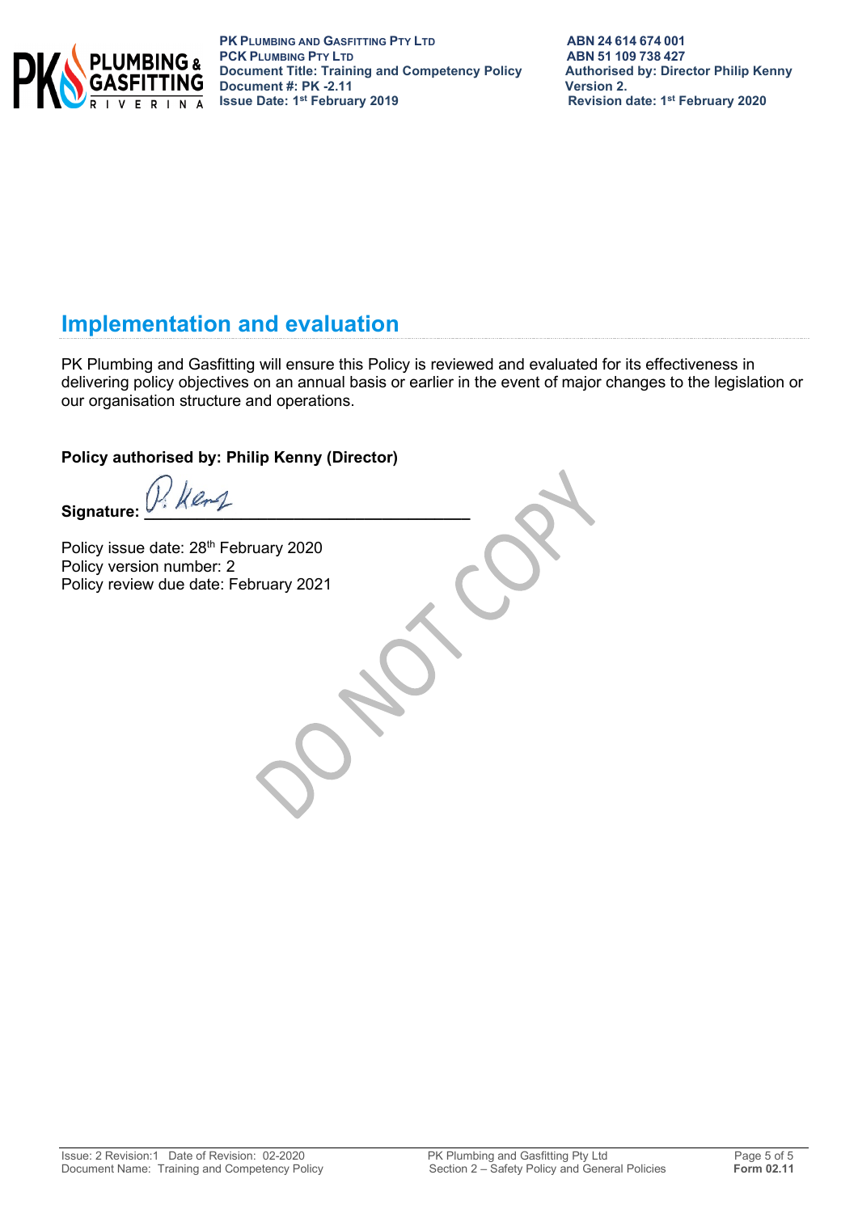## Implementation and evaluation

PK Plumbing and Gasfitting will ensure this Policy is reviewed and evaluated for its effectiveness in delivering policy objectives on an annual basis or earlier in the event of major changes to the legislation or our organisation structure and operations.

**Policy authorised by: Philip Kenny (Director)**

**Signature:** ________________________________

Policy issue date: 28th February 2020
Policy version number: 2
Policy review due date: February 2021